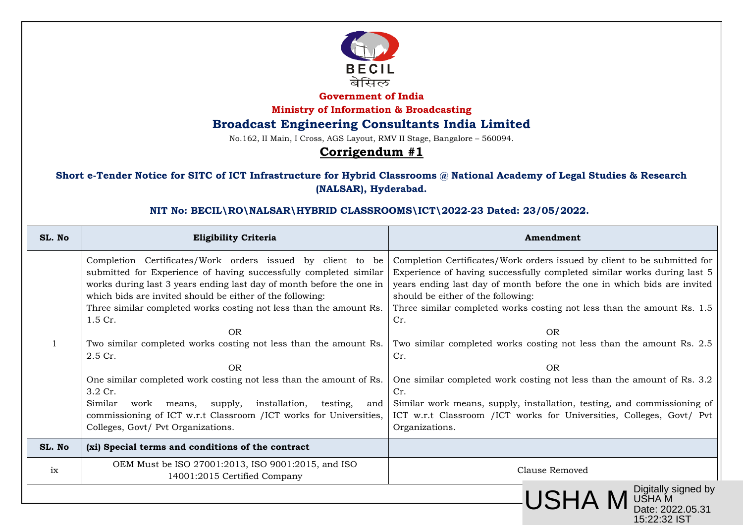BECIL

बेसिल

**Government of India**

**Ministry of Information & Broadcasting**

# Broadcast Engineering Consultants India Limited

No.162, II Main, I Cross, AGS Layout, RMV II Stage, Bangalore – 560094.

## Corrigendum #1

**Short e-Tender Notice for SITC of ICT Infrastructure for Hybrid Classrooms @ National Academy of Legal Studies & Research (NALSAR), Hyderabad.**

**NIT No: BECIL\RO\NALSAR\HYBRID CLASSROOMS\ICT\2022-23 Dated: 23/05/2022.**

| SL. No | Eligibility Criteria | Amendment |
|---|---|---|
| 1 | Completion Certificates/Work orders issued by client to be submitted for Experience of having successfully completed similar works during last 3 years ending last day of month before the one in which bids are invited should be either of the following:<br>Three similar completed works costing not less than the amount Rs. 1.5 Cr.<br>OR<br>Two similar completed works costing not less than the amount Rs. 2.5 Cr.<br>OR<br>One similar completed work costing not less than the amount of Rs. 3.2 Cr.<br>Similar work means, supply, installation, testing, and commissioning of ICT w.r.t Classroom /ICT works for Universities, Colleges, Govt/ Pvt Organizations. | Completion Certificates/Work orders issued by client to be submitted for Experience of having successfully completed similar works during last 5 years ending last day of month before the one in which bids are invited should be either of the following:<br>Three similar completed works costing not less than the amount Rs. 1.5 Cr.<br>OR<br>Two similar completed works costing not less than the amount Rs. 2.5 Cr.<br>OR<br>One similar completed work costing not less than the amount of Rs. 3.2 Cr.<br>Similar work means, supply, installation, testing, and commissioning of ICT w.r.t Classroom /ICT works for Universities, Colleges, Govt/ Pvt Organizations. |
| **SL. No** | **(xi) Special terms and conditions of the contract** | |
| ix | OEM Must be ISO 27001:2013, ISO 9001:2015, and ISO 14001:2015 Certified Company | Clause Removed |

USHA M

Digitally signed by USHA M
Date: 2022.05.31 15:22:32 IST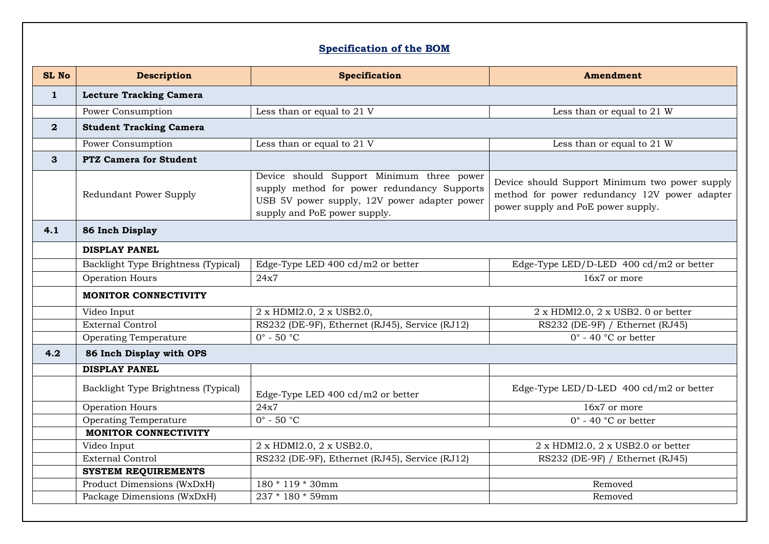## Specification of the BOM

| SL No | Description | Specification | Amendment |
|---|---|---|---|
| **1** | **Lecture Tracking Camera** | | |
| | Power Consumption | Less than or equal to 21 V | Less than or equal to 21 W |
| **2** | **Student Tracking Camera** | | |
| | Power Consumption | Less than or equal to 21 V | Less than or equal to 21 W |
| **3** | **PTZ Camera for Student** | | |
| | Redundant Power Supply | Device should Support Minimum three power supply method for power redundancy Supports USB 5V power supply, 12V power adapter power supply and PoE power supply. | Device should Support Minimum two power supply method for power redundancy 12V power adapter power supply and PoE power supply. |
| **4.1** | **86 Inch Display** | | |
| | **DISPLAY PANEL** | | |
| | Backlight Type Brightness (Typical) | Edge-Type LED 400 cd/m2 or better | Edge-Type LED/D-LED 400 cd/m2 or better |
| | Operation Hours | 24x7 | 16x7 or more |
| | **MONITOR CONNECTIVITY** | | |
| | Video Input | 2 x HDMI2.0, 2 x USB2.0, | 2 x HDMI2.0, 2 x USB2. 0 or better |
| | External Control | RS232 (DE-9F), Ethernet (RJ45), Service (RJ12) | RS232 (DE-9F) / Ethernet (RJ45) |
| | Operating Temperature | 0° - 50 °C | 0° - 40 °C or better |
| **4.2** | **86 Inch Display with OPS** | | |
| | **DISPLAY PANEL** | | |
| | Backlight Type Brightness (Typical) | Edge-Type LED 400 cd/m2 or better | Edge-Type LED/D-LED 400 cd/m2 or better |
| | Operation Hours | 24x7 | 16x7 or more |
| | Operating Temperature | 0° - 50 °C | 0° - 40 °C or better |
| | **MONITOR CONNECTIVITY** | | |
| | Video Input | 2 x HDMI2.0, 2 x USB2.0, | 2 x HDMI2.0, 2 x USB2.0 or better |
| | External Control | RS232 (DE-9F), Ethernet (RJ45), Service (RJ12) | RS232 (DE-9F) / Ethernet (RJ45) |
| | **SYSTEM REQUIREMENTS** | | |
| | Product Dimensions (WxDxH) | 180 * 119 * 30mm | Removed |
| | Package Dimensions (WxDxH) | 237 * 180 * 59mm | Removed |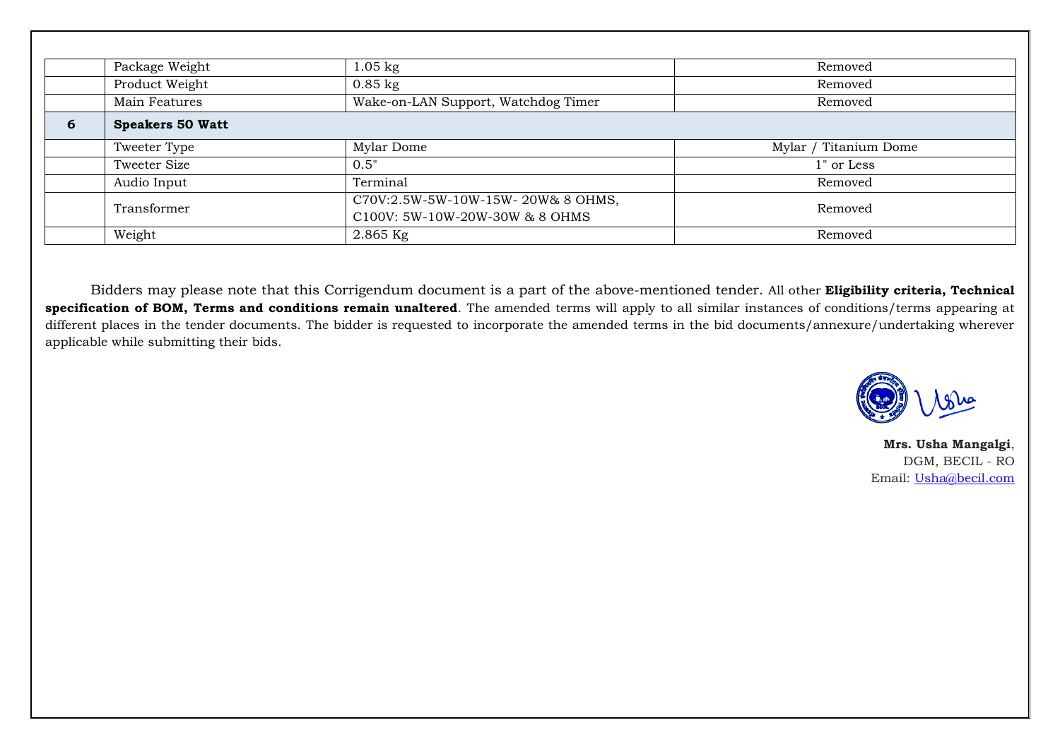| | | | |
|---|---|---|---|
| | Package Weight | 1.05 kg | Removed |
| | Product Weight | 0.85 kg | Removed |
| | Main Features | Wake-on-LAN Support, Watchdog Timer | Removed |
| **6** | **Speakers 50 Watt** | | |
| | Tweeter Type | Mylar Dome | Mylar / Titanium Dome |
| | Tweeter Size | 0.5" | 1" or Less |
| | Audio Input | Terminal | Removed |
| | Transformer | C70V:2.5W-5W-10W-15W- 20W& 8 OHMS, C100V: 5W-10W-20W-30W & 8 OHMS | Removed |
| | Weight | 2.865 Kg | Removed |

Bidders may please note that this Corrigendum document is a part of the above-mentioned tender. All other **Eligibility criteria, Technical specification of BOM, Terms and conditions remain unaltered**. The amended terms will apply to all similar instances of conditions/terms appearing at different places in the tender documents. The bidder is requested to incorporate the amended terms in the bid documents/annexure/undertaking wherever applicable while submitting their bids.

**Mrs. Usha Mangalgi**,
DGM, BECIL - RO
Email: Usha@becil.com